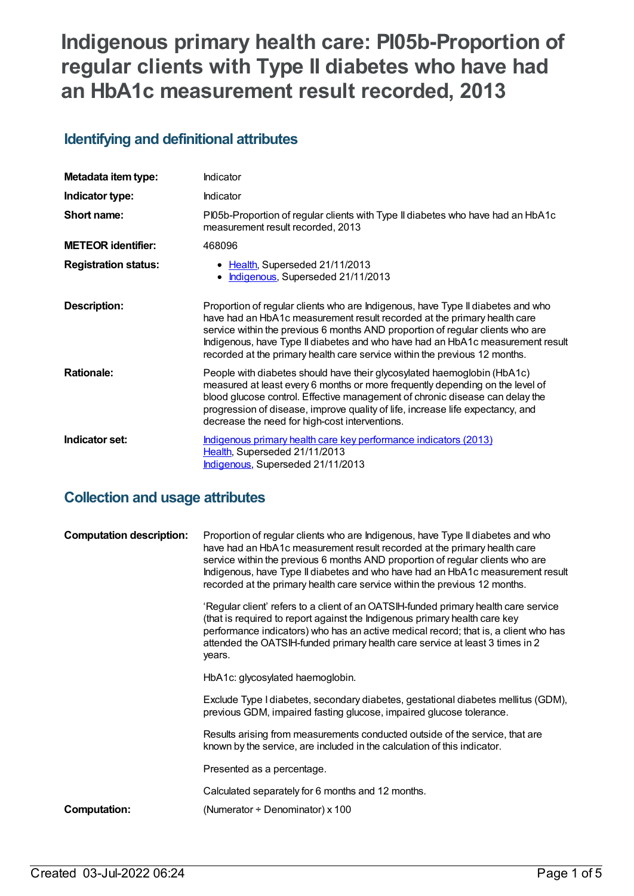# Indigenous primary health care: PI05b-Proportion of regular clients with Type II diabetes who have had an HbA1c measurement result recorded, 2013

## Identifying and definitional attributes

| | |
|---|---|
| **Metadata item type:** | Indicator |
| **Indicator type:** | Indicator |
| **Short name:** | PI05b-Proportion of regular clients with Type II diabetes who have had an HbA1c measurement result recorded, 2013 |
| **METEOR identifier:** | 468096 |
| **Registration status:** | • Health, Superseded 21/11/2013<br>• Indigenous, Superseded 21/11/2013 |
| **Description:** | Proportion of regular clients who are Indigenous, have Type II diabetes and who have had an HbA1c measurement result recorded at the primary health care service within the previous 6 months AND proportion of regular clients who are Indigenous, have Type II diabetes and who have had an HbA1c measurement result recorded at the primary health care service within the previous 12 months. |
| **Rationale:** | People with diabetes should have their glycosylated haemoglobin (HbA1c) measured at least every 6 months or more frequently depending on the level of blood glucose control. Effective management of chronic disease can delay the progression of disease, improve quality of life, increase life expectancy, and decrease the need for high-cost interventions. |
| **Indicator set:** | Indigenous primary health care key performance indicators (2013)<br>Health, Superseded 21/11/2013<br>Indigenous, Superseded 21/11/2013 |

## Collection and usage attributes

**Computation description:**

Proportion of regular clients who are Indigenous, have Type II diabetes and who have had an HbA1c measurement result recorded at the primary health care service within the previous 6 months AND proportion of regular clients who are Indigenous, have Type II diabetes and who have had an HbA1c measurement result recorded at the primary health care service within the previous 12 months.

'Regular client' refers to a client of an OATSIH-funded primary health care service (that is required to report against the Indigenous primary health care key performance indicators) who has an active medical record; that is, a client who has attended the OATSIH-funded primary health care service at least 3 times in 2 years.

HbA1c: glycosylated haemoglobin.

Exclude Type I diabetes, secondary diabetes, gestational diabetes mellitus (GDM), previous GDM, impaired fasting glucose, impaired glucose tolerance.

Results arising from measurements conducted outside of the service, that are known by the service, are included in the calculation of this indicator.

Presented as a percentage.

Calculated separately for 6 months and 12 months.

**Computation:** (Numerator ÷ Denominator) x 100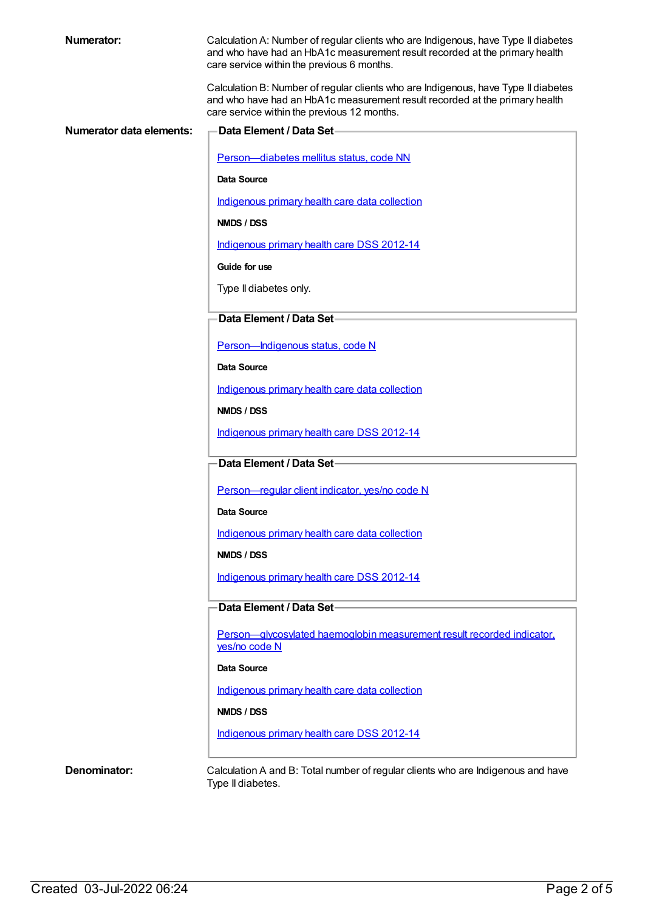**Numerator:**

Calculation A: Number of regular clients who are Indigenous, have Type II diabetes and who have had an HbA1c measurement result recorded at the primary health care service within the previous 6 months.

Calculation B: Number of regular clients who are Indigenous, have Type II diabetes and who have had an HbA1c measurement result recorded at the primary health care service within the previous 12 months.

**Numerator data elements:**

**Data Element / Data Set**

Person—diabetes mellitus status, code NN

**Data Source**

Indigenous primary health care data collection

**NMDS / DSS**

Indigenous primary health care DSS 2012-14

**Guide for use**

Type II diabetes only.

**Data Element / Data Set**

Person—Indigenous status, code N

**Data Source**

Indigenous primary health care data collection

**NMDS / DSS**

Indigenous primary health care DSS 2012-14

**Data Element / Data Set**

Person—regular client indicator, yes/no code N

**Data Source**

Indigenous primary health care data collection

**NMDS / DSS**

Indigenous primary health care DSS 2012-14

**Data Element / Data Set**

Person—glycosylated haemoglobin measurement result recorded indicator, yes/no code N

**Data Source**

Indigenous primary health care data collection

**NMDS / DSS**

Indigenous primary health care DSS 2012-14

**Denominator:**

Calculation A and B: Total number of regular clients who are Indigenous and have Type II diabetes.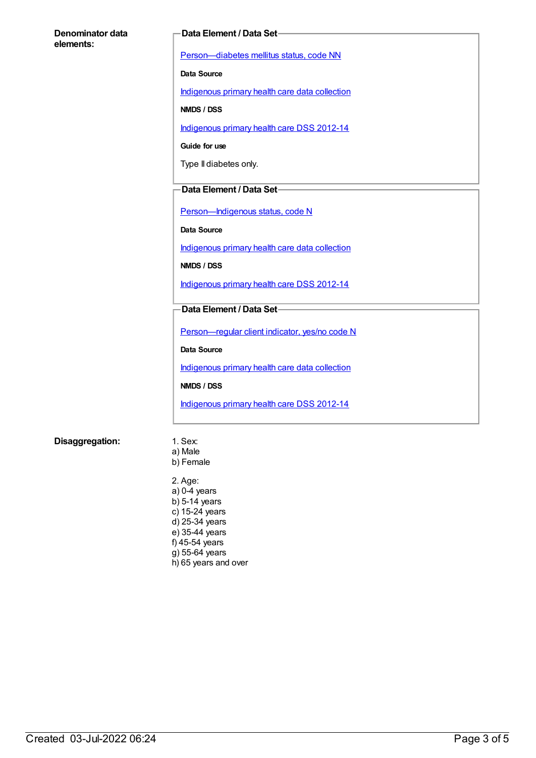**Denominator data elements:**

**Data Element / Data Set**

Person—diabetes mellitus status, code NN

**Data Source**

Indigenous primary health care data collection

**NMDS / DSS**

Indigenous primary health care DSS 2012-14

**Guide for use**

Type II diabetes only.

**Data Element / Data Set**

Person—Indigenous status, code N

**Data Source**

Indigenous primary health care data collection

**NMDS / DSS**

Indigenous primary health care DSS 2012-14

**Data Element / Data Set**

Person—regular client indicator, yes/no code N

**Data Source**

Indigenous primary health care data collection

**NMDS / DSS**

Indigenous primary health care DSS 2012-14

**Disaggregation:**

1. Sex:
a) Male
b) Female

2. Age:
a) 0-4 years
b) 5-14 years
c) 15-24 years
d) 25-34 years
e) 35-44 years
f) 45-54 years
g) 55-64 years
h) 65 years and over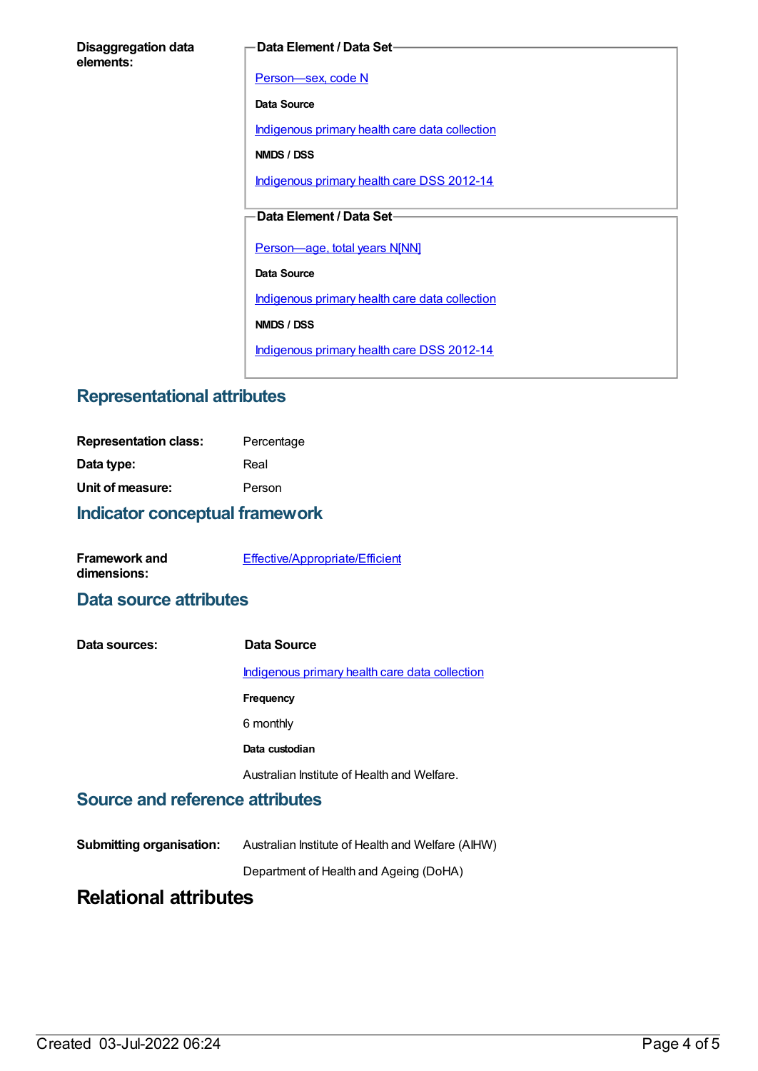**Disaggregation data elements:**

**Data Element / Data Set**

[Person—sex, code N]

**Data Source**

[Indigenous primary health care data collection]

**NMDS / DSS**

[Indigenous primary health care DSS 2012-14]

**Data Element / Data Set**

[Person—age, total years N[NN]]

**Data Source**

[Indigenous primary health care data collection]

**NMDS / DSS**

[Indigenous primary health care DSS 2012-14]

## Representational attributes

**Representation class:** Percentage

**Data type:** Real

**Unit of measure:** Person

## Indicator conceptual framework

**Framework and dimensions:** [Effective/Appropriate/Efficient]

## Data source attributes

**Data sources:**

**Data Source**

[Indigenous primary health care data collection]

**Frequency**

6 monthly

**Data custodian**

Australian Institute of Health and Welfare.

## Source and reference attributes

**Submitting organisation:** Australian Institute of Health and Welfare (AIHW)

Department of Health and Ageing (DoHA)

# Relational attributes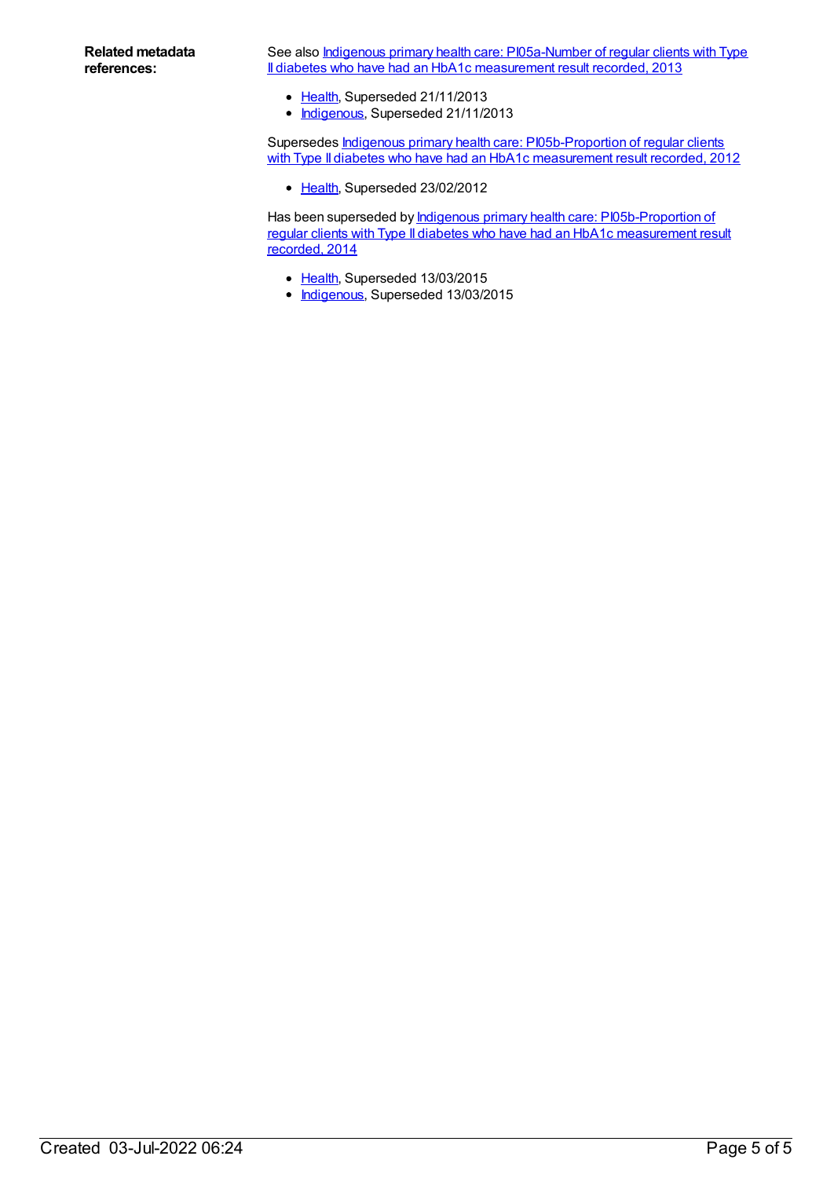**Related metadata references:**

See also Indigenous primary health care: PI05a-Number of regular clients with Type II diabetes who have had an HbA1c measurement result recorded, 2013

- Health, Superseded 21/11/2013
- Indigenous, Superseded 21/11/2013

Supersedes Indigenous primary health care: PI05b-Proportion of regular clients with Type II diabetes who have had an HbA1c measurement result recorded, 2012

- Health, Superseded 23/02/2012

Has been superseded by Indigenous primary health care: PI05b-Proportion of regular clients with Type II diabetes who have had an HbA1c measurement result recorded, 2014

- Health, Superseded 13/03/2015
- Indigenous, Superseded 13/03/2015